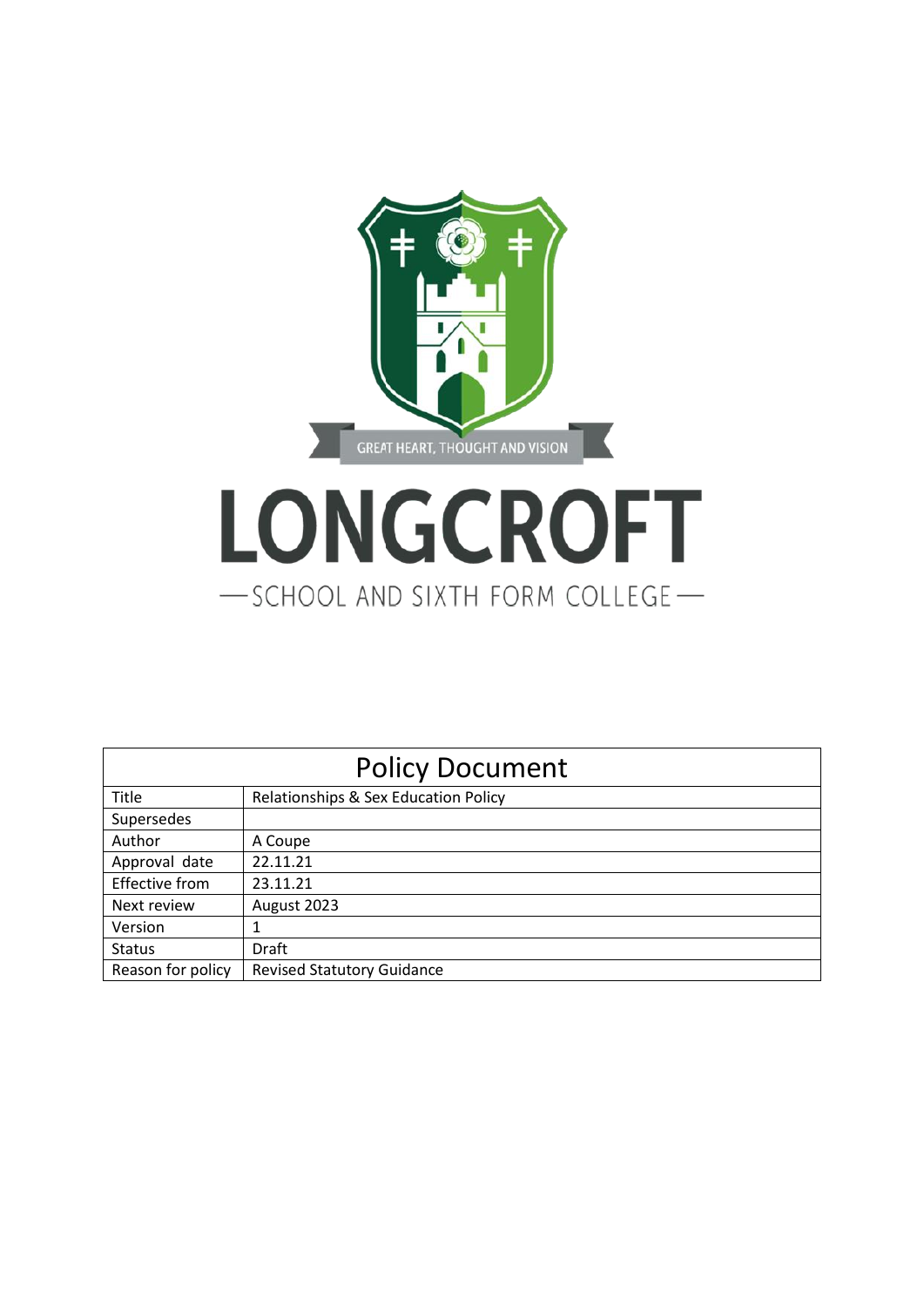GREAT HEART, THOUGHT AND VISION

# LONGCROFT

—SCHOOL AND SIXTH FORM COLLEGE—

| Policy Document | |
|---|---|
| Title | Relationships & Sex Education Policy |
| Supersedes | |
| Author | A Coupe |
| Approval date | 22.11.21 |
| Effective from | 23.11.21 |
| Next review | August 2023 |
| Version | 1 |
| Status | Draft |
| Reason for policy | Revised Statutory Guidance |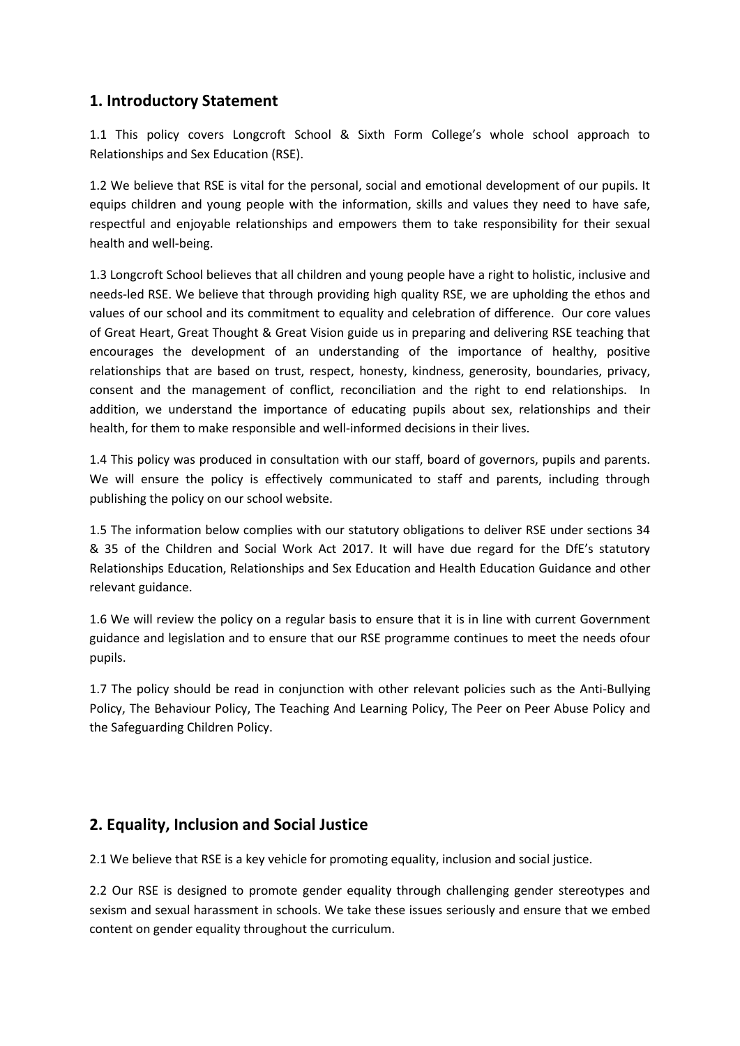## 1. Introductory Statement

1.1 This policy covers Longcroft School & Sixth Form College's whole school approach to Relationships and Sex Education (RSE).

1.2 We believe that RSE is vital for the personal, social and emotional development of our pupils. It equips children and young people with the information, skills and values they need to have safe, respectful and enjoyable relationships and empowers them to take responsibility for their sexual health and well-being.

1.3 Longcroft School believes that all children and young people have a right to holistic, inclusive and needs-led RSE. We believe that through providing high quality RSE, we are upholding the ethos and values of our school and its commitment to equality and celebration of difference. Our core values of Great Heart, Great Thought & Great Vision guide us in preparing and delivering RSE teaching that encourages the development of an understanding of the importance of healthy, positive relationships that are based on trust, respect, honesty, kindness, generosity, boundaries, privacy, consent and the management of conflict, reconciliation and the right to end relationships. In addition, we understand the importance of educating pupils about sex, relationships and their health, for them to make responsible and well-informed decisions in their lives.

1.4 This policy was produced in consultation with our staff, board of governors, pupils and parents. We will ensure the policy is effectively communicated to staff and parents, including through publishing the policy on our school website.

1.5 The information below complies with our statutory obligations to deliver RSE under sections 34 & 35 of the Children and Social Work Act 2017. It will have due regard for the DfE's statutory Relationships Education, Relationships and Sex Education and Health Education Guidance and other relevant guidance.

1.6 We will review the policy on a regular basis to ensure that it is in line with current Government guidance and legislation and to ensure that our RSE programme continues to meet the needs ofour pupils.

1.7 The policy should be read in conjunction with other relevant policies such as the Anti-Bullying Policy, The Behaviour Policy, The Teaching And Learning Policy, The Peer on Peer Abuse Policy and the Safeguarding Children Policy.

## 2. Equality, Inclusion and Social Justice

2.1 We believe that RSE is a key vehicle for promoting equality, inclusion and social justice.

2.2 Our RSE is designed to promote gender equality through challenging gender stereotypes and sexism and sexual harassment in schools. We take these issues seriously and ensure that we embed content on gender equality throughout the curriculum.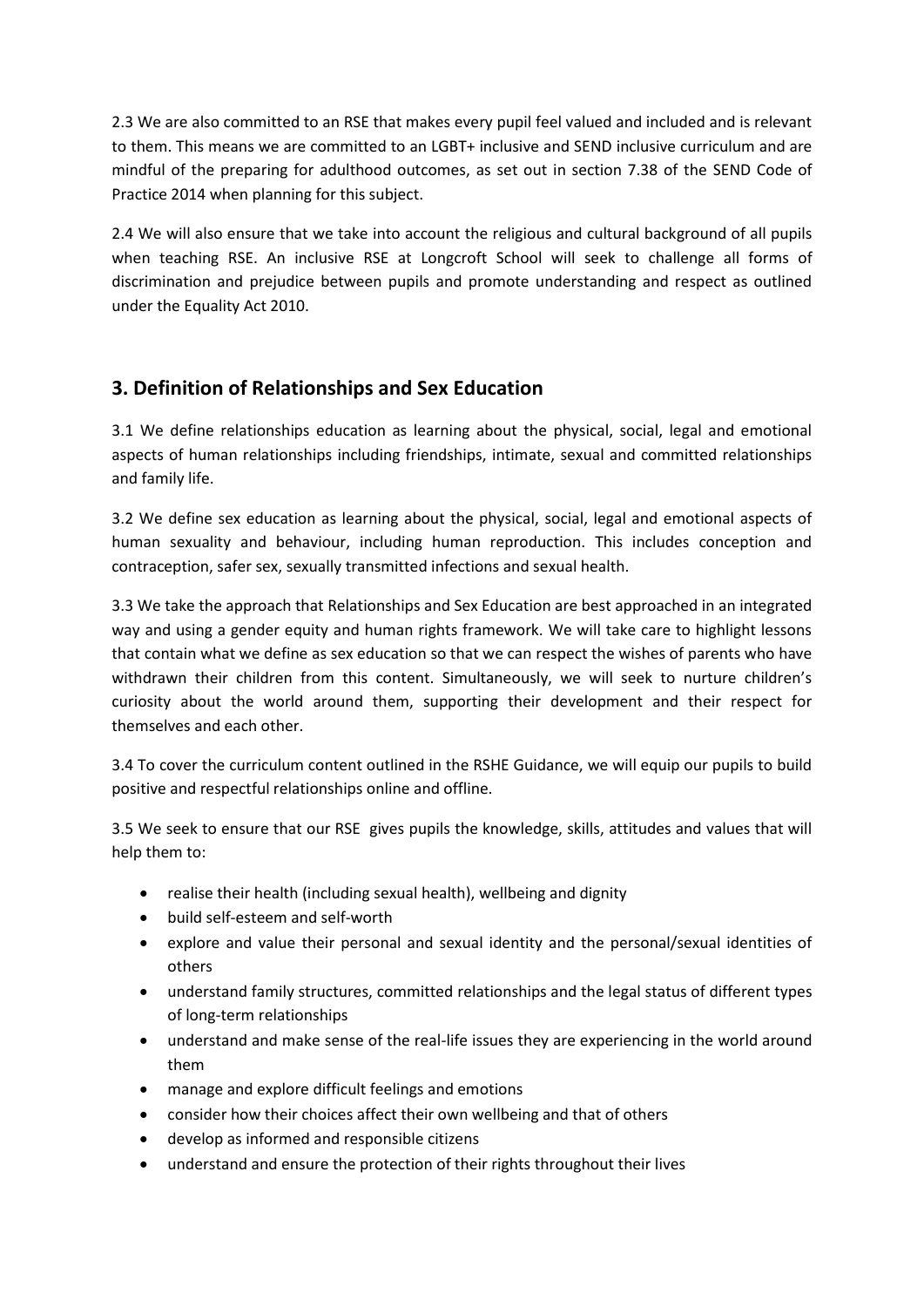2.3 We are also committed to an RSE that makes every pupil feel valued and included and is relevant to them. This means we are committed to an LGBT+ inclusive and SEND inclusive curriculum and are mindful of the preparing for adulthood outcomes, as set out in section 7.38 of the SEND Code of Practice 2014 when planning for this subject.

2.4 We will also ensure that we take into account the religious and cultural background of all pupils when teaching RSE. An inclusive RSE at Longcroft School will seek to challenge all forms of discrimination and prejudice between pupils and promote understanding and respect as outlined under the Equality Act 2010.

## 3. Definition of Relationships and Sex Education

3.1 We define relationships education as learning about the physical, social, legal and emotional aspects of human relationships including friendships, intimate, sexual and committed relationships and family life.

3.2 We define sex education as learning about the physical, social, legal and emotional aspects of human sexuality and behaviour, including human reproduction. This includes conception and contraception, safer sex, sexually transmitted infections and sexual health.

3.3 We take the approach that Relationships and Sex Education are best approached in an integrated way and using a gender equity and human rights framework. We will take care to highlight lessons that contain what we define as sex education so that we can respect the wishes of parents who have withdrawn their children from this content. Simultaneously, we will seek to nurture children's curiosity about the world around them, supporting their development and their respect for themselves and each other.

3.4 To cover the curriculum content outlined in the RSHE Guidance, we will equip our pupils to build positive and respectful relationships online and offline.

3.5 We seek to ensure that our RSE gives pupils the knowledge, skills, attitudes and values that will help them to:

- realise their health (including sexual health), wellbeing and dignity
- build self-esteem and self-worth
- explore and value their personal and sexual identity and the personal/sexual identities of others
- understand family structures, committed relationships and the legal status of different types of long-term relationships
- understand and make sense of the real-life issues they are experiencing in the world around them
- manage and explore difficult feelings and emotions
- consider how their choices affect their own wellbeing and that of others
- develop as informed and responsible citizens
- understand and ensure the protection of their rights throughout their lives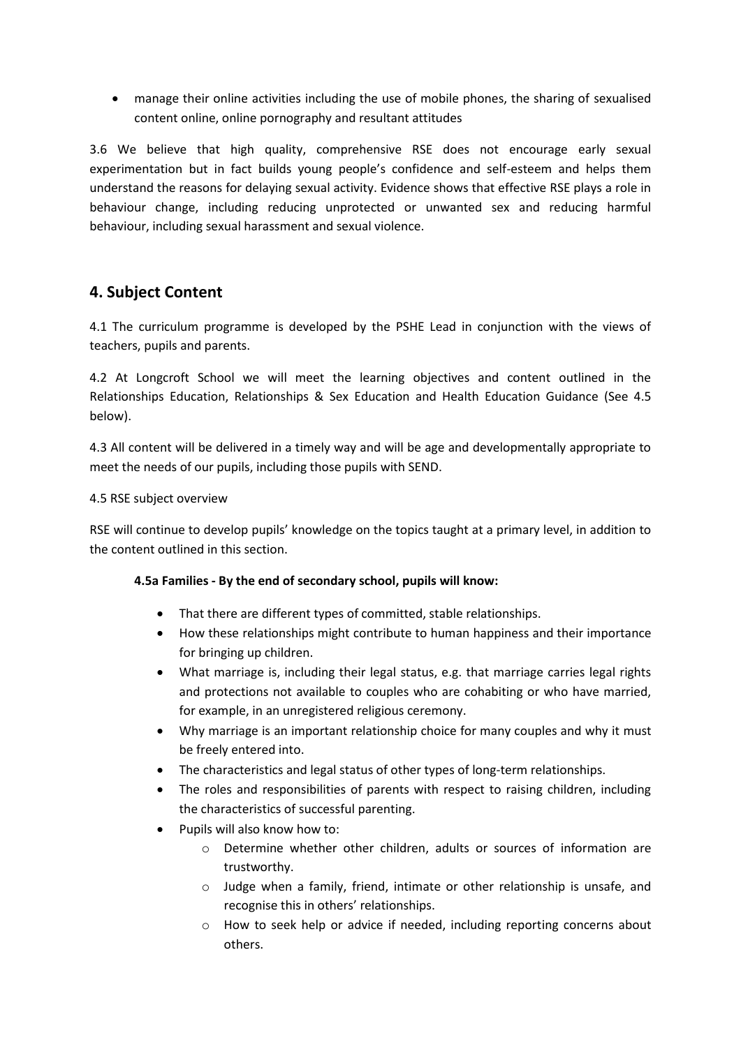- manage their online activities including the use of mobile phones, the sharing of sexualised content online, online pornography and resultant attitudes

3.6 We believe that high quality, comprehensive RSE does not encourage early sexual experimentation but in fact builds young people's confidence and self-esteem and helps them understand the reasons for delaying sexual activity. Evidence shows that effective RSE plays a role in behaviour change, including reducing unprotected or unwanted sex and reducing harmful behaviour, including sexual harassment and sexual violence.

## 4. Subject Content

4.1 The curriculum programme is developed by the PSHE Lead in conjunction with the views of teachers, pupils and parents.

4.2 At Longcroft School we will meet the learning objectives and content outlined in the Relationships Education, Relationships & Sex Education and Health Education Guidance (See 4.5 below).

4.3 All content will be delivered in a timely way and will be age and developmentally appropriate to meet the needs of our pupils, including those pupils with SEND.

4.5 RSE subject overview

RSE will continue to develop pupils' knowledge on the topics taught at a primary level, in addition to the content outlined in this section.

**4.5a Families - By the end of secondary school, pupils will know:**

- That there are different types of committed, stable relationships.
- How these relationships might contribute to human happiness and their importance for bringing up children.
- What marriage is, including their legal status, e.g. that marriage carries legal rights and protections not available to couples who are cohabiting or who have married, for example, in an unregistered religious ceremony.
- Why marriage is an important relationship choice for many couples and why it must be freely entered into.
- The characteristics and legal status of other types of long-term relationships.
- The roles and responsibilities of parents with respect to raising children, including the characteristics of successful parenting.
- Pupils will also know how to:
    - Determine whether other children, adults or sources of information are trustworthy.
    - Judge when a family, friend, intimate or other relationship is unsafe, and recognise this in others' relationships.
    - How to seek help or advice if needed, including reporting concerns about others.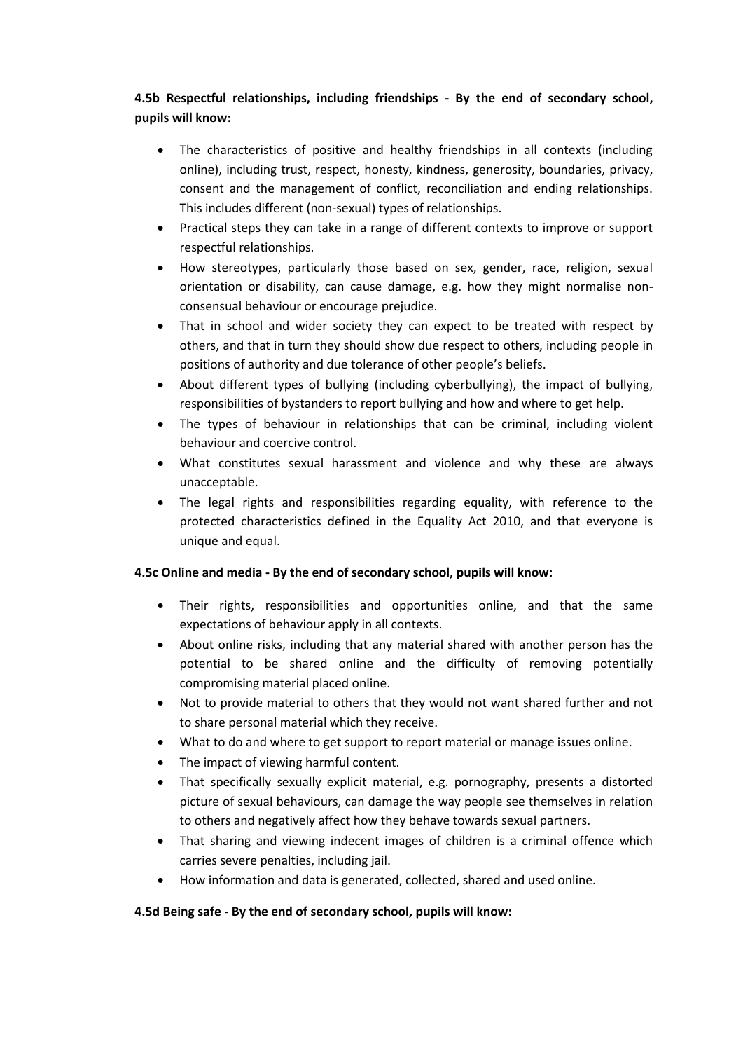**4.5b Respectful relationships, including friendships - By the end of secondary school, pupils will know:**

- The characteristics of positive and healthy friendships in all contexts (including online), including trust, respect, honesty, kindness, generosity, boundaries, privacy, consent and the management of conflict, reconciliation and ending relationships. This includes different (non-sexual) types of relationships.
- Practical steps they can take in a range of different contexts to improve or support respectful relationships.
- How stereotypes, particularly those based on sex, gender, race, religion, sexual orientation or disability, can cause damage, e.g. how they might normalise non-consensual behaviour or encourage prejudice.
- That in school and wider society they can expect to be treated with respect by others, and that in turn they should show due respect to others, including people in positions of authority and due tolerance of other people's beliefs.
- About different types of bullying (including cyberbullying), the impact of bullying, responsibilities of bystanders to report bullying and how and where to get help.
- The types of behaviour in relationships that can be criminal, including violent behaviour and coercive control.
- What constitutes sexual harassment and violence and why these are always unacceptable.
- The legal rights and responsibilities regarding equality, with reference to the protected characteristics defined in the Equality Act 2010, and that everyone is unique and equal.

**4.5c Online and media - By the end of secondary school, pupils will know:**

- Their rights, responsibilities and opportunities online, and that the same expectations of behaviour apply in all contexts.
- About online risks, including that any material shared with another person has the potential to be shared online and the difficulty of removing potentially compromising material placed online.
- Not to provide material to others that they would not want shared further and not to share personal material which they receive.
- What to do and where to get support to report material or manage issues online.
- The impact of viewing harmful content.
- That specifically sexually explicit material, e.g. pornography, presents a distorted picture of sexual behaviours, can damage the way people see themselves in relation to others and negatively affect how they behave towards sexual partners.
- That sharing and viewing indecent images of children is a criminal offence which carries severe penalties, including jail.
- How information and data is generated, collected, shared and used online.

**4.5d Being safe - By the end of secondary school, pupils will know:**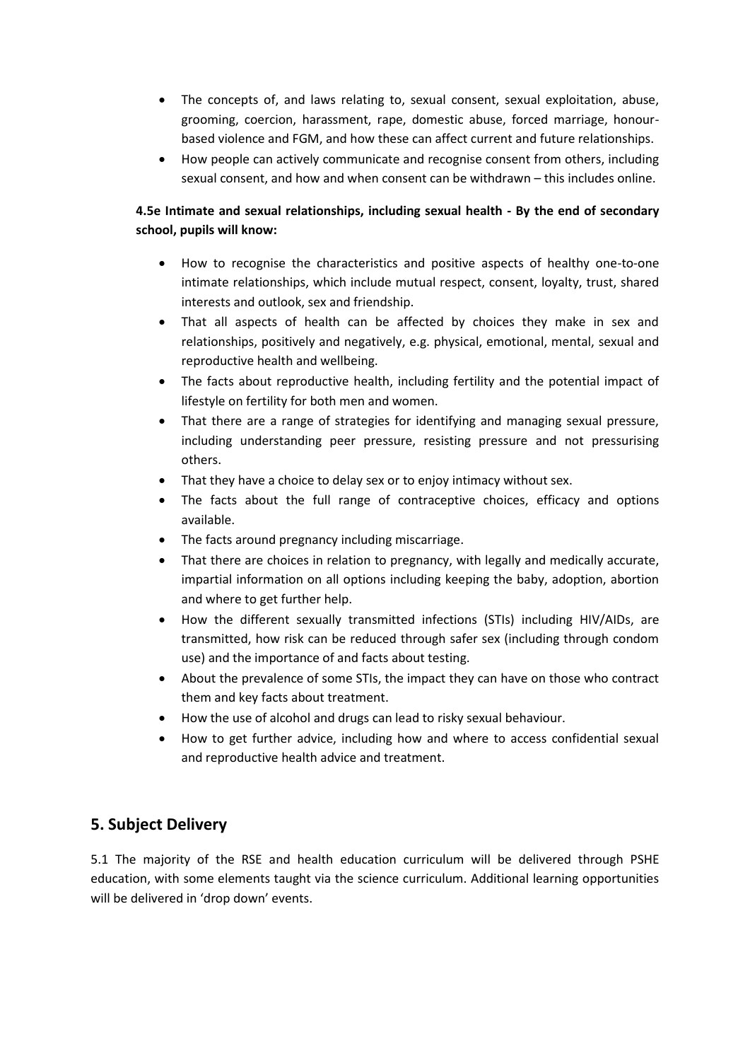- The concepts of, and laws relating to, sexual consent, sexual exploitation, abuse, grooming, coercion, harassment, rape, domestic abuse, forced marriage, honour-based violence and FGM, and how these can affect current and future relationships.
- How people can actively communicate and recognise consent from others, including sexual consent, and how and when consent can be withdrawn – this includes online.

**4.5e Intimate and sexual relationships, including sexual health - By the end of secondary school, pupils will know:**

- How to recognise the characteristics and positive aspects of healthy one-to-one intimate relationships, which include mutual respect, consent, loyalty, trust, shared interests and outlook, sex and friendship.
- That all aspects of health can be affected by choices they make in sex and relationships, positively and negatively, e.g. physical, emotional, mental, sexual and reproductive health and wellbeing.
- The facts about reproductive health, including fertility and the potential impact of lifestyle on fertility for both men and women.
- That there are a range of strategies for identifying and managing sexual pressure, including understanding peer pressure, resisting pressure and not pressurising others.
- That they have a choice to delay sex or to enjoy intimacy without sex.
- The facts about the full range of contraceptive choices, efficacy and options available.
- The facts around pregnancy including miscarriage.
- That there are choices in relation to pregnancy, with legally and medically accurate, impartial information on all options including keeping the baby, adoption, abortion and where to get further help.
- How the different sexually transmitted infections (STIs) including HIV/AIDs, are transmitted, how risk can be reduced through safer sex (including through condom use) and the importance of and facts about testing.
- About the prevalence of some STIs, the impact they can have on those who contract them and key facts about treatment.
- How the use of alcohol and drugs can lead to risky sexual behaviour.
- How to get further advice, including how and where to access confidential sexual and reproductive health advice and treatment.

## 5. Subject Delivery

5.1 The majority of the RSE and health education curriculum will be delivered through PSHE education, with some elements taught via the science curriculum. Additional learning opportunities will be delivered in 'drop down' events.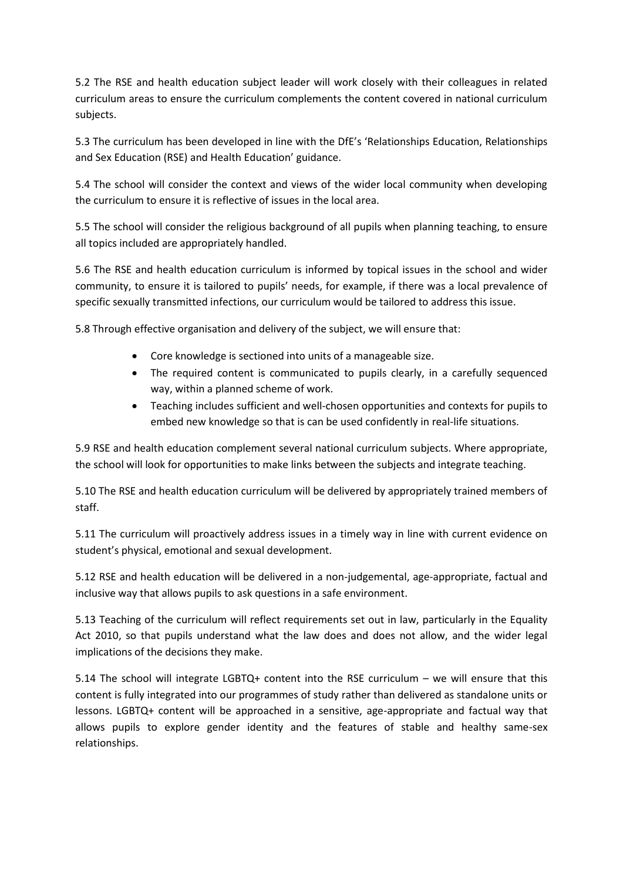5.2 The RSE and health education subject leader will work closely with their colleagues in related curriculum areas to ensure the curriculum complements the content covered in national curriculum subjects.

5.3 The curriculum has been developed in line with the DfE's 'Relationships Education, Relationships and Sex Education (RSE) and Health Education' guidance.

5.4 The school will consider the context and views of the wider local community when developing the curriculum to ensure it is reflective of issues in the local area.

5.5 The school will consider the religious background of all pupils when planning teaching, to ensure all topics included are appropriately handled.

5.6 The RSE and health education curriculum is informed by topical issues in the school and wider community, to ensure it is tailored to pupils' needs, for example, if there was a local prevalence of specific sexually transmitted infections, our curriculum would be tailored to address this issue.

5.8 Through effective organisation and delivery of the subject, we will ensure that:

- Core knowledge is sectioned into units of a manageable size.
- The required content is communicated to pupils clearly, in a carefully sequenced way, within a planned scheme of work.
- Teaching includes sufficient and well-chosen opportunities and contexts for pupils to embed new knowledge so that is can be used confidently in real-life situations.

5.9 RSE and health education complement several national curriculum subjects. Where appropriate, the school will look for opportunities to make links between the subjects and integrate teaching.

5.10 The RSE and health education curriculum will be delivered by appropriately trained members of staff.

5.11 The curriculum will proactively address issues in a timely way in line with current evidence on student's physical, emotional and sexual development.

5.12 RSE and health education will be delivered in a non-judgemental, age-appropriate, factual and inclusive way that allows pupils to ask questions in a safe environment.

5.13 Teaching of the curriculum will reflect requirements set out in law, particularly in the Equality Act 2010, so that pupils understand what the law does and does not allow, and the wider legal implications of the decisions they make.

5.14 The school will integrate LGBTQ+ content into the RSE curriculum – we will ensure that this content is fully integrated into our programmes of study rather than delivered as standalone units or lessons. LGBTQ+ content will be approached in a sensitive, age-appropriate and factual way that allows pupils to explore gender identity and the features of stable and healthy same-sex relationships.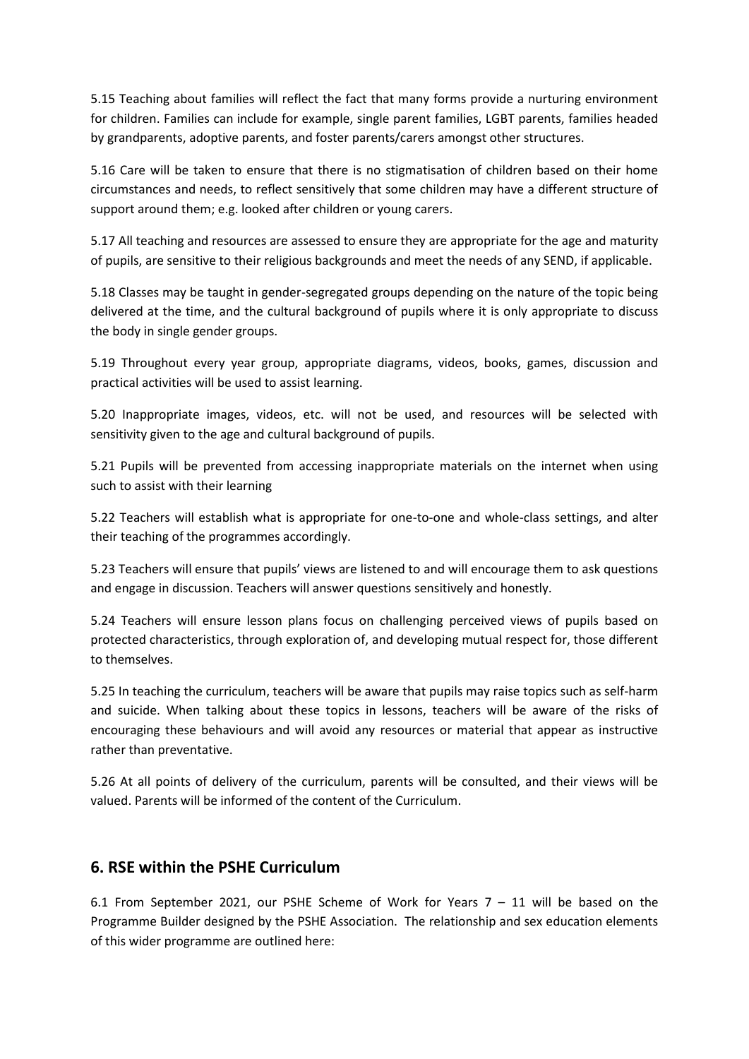5.15 Teaching about families will reflect the fact that many forms provide a nurturing environment for children. Families can include for example, single parent families, LGBT parents, families headed by grandparents, adoptive parents, and foster parents/carers amongst other structures.

5.16 Care will be taken to ensure that there is no stigmatisation of children based on their home circumstances and needs, to reflect sensitively that some children may have a different structure of support around them; e.g. looked after children or young carers.

5.17 All teaching and resources are assessed to ensure they are appropriate for the age and maturity of pupils, are sensitive to their religious backgrounds and meet the needs of any SEND, if applicable.

5.18 Classes may be taught in gender-segregated groups depending on the nature of the topic being delivered at the time, and the cultural background of pupils where it is only appropriate to discuss the body in single gender groups.

5.19 Throughout every year group, appropriate diagrams, videos, books, games, discussion and practical activities will be used to assist learning.

5.20 Inappropriate images, videos, etc. will not be used, and resources will be selected with sensitivity given to the age and cultural background of pupils.

5.21 Pupils will be prevented from accessing inappropriate materials on the internet when using such to assist with their learning

5.22 Teachers will establish what is appropriate for one-to-one and whole-class settings, and alter their teaching of the programmes accordingly.

5.23 Teachers will ensure that pupils' views are listened to and will encourage them to ask questions and engage in discussion. Teachers will answer questions sensitively and honestly.

5.24 Teachers will ensure lesson plans focus on challenging perceived views of pupils based on protected characteristics, through exploration of, and developing mutual respect for, those different to themselves.

5.25 In teaching the curriculum, teachers will be aware that pupils may raise topics such as self-harm and suicide. When talking about these topics in lessons, teachers will be aware of the risks of encouraging these behaviours and will avoid any resources or material that appear as instructive rather than preventative.

5.26 At all points of delivery of the curriculum, parents will be consulted, and their views will be valued. Parents will be informed of the content of the Curriculum.

## 6. RSE within the PSHE Curriculum

6.1 From September 2021, our PSHE Scheme of Work for Years 7 – 11 will be based on the Programme Builder designed by the PSHE Association. The relationship and sex education elements of this wider programme are outlined here: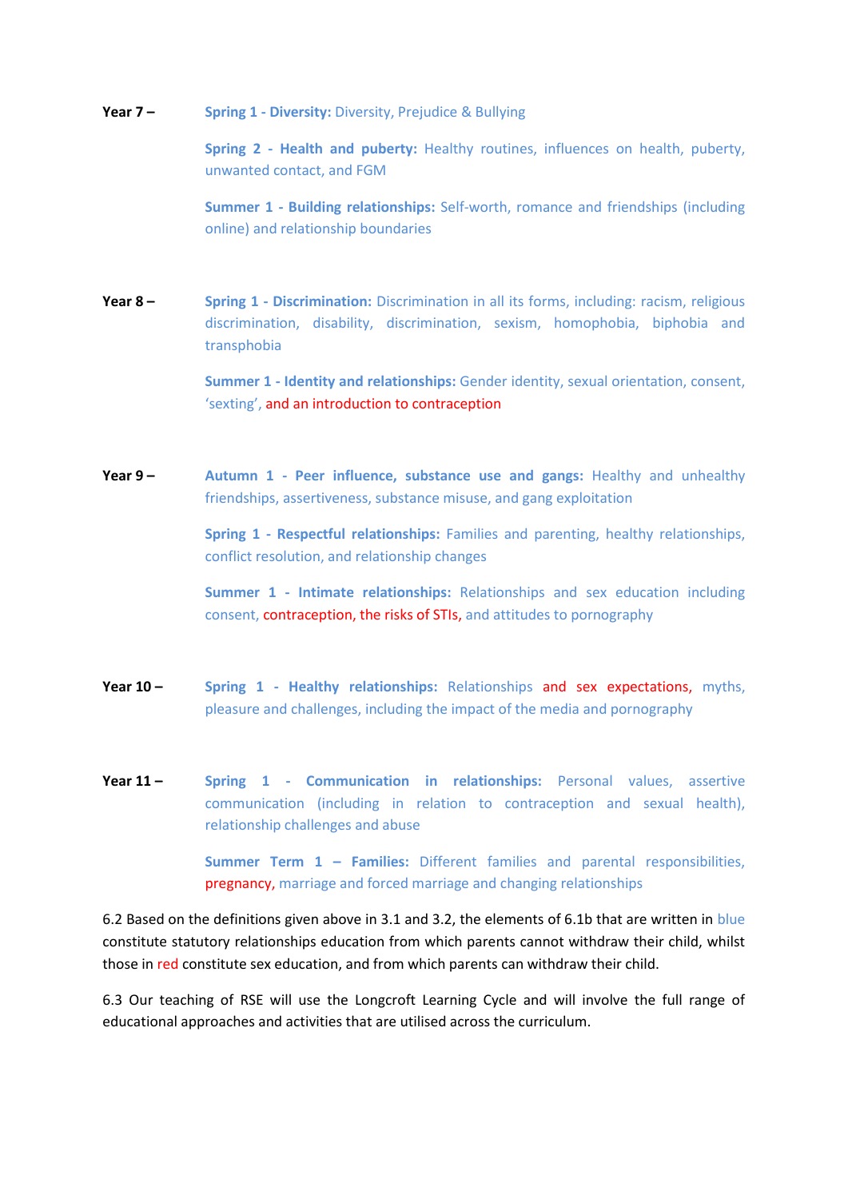**Year 7 –**

**Spring 1 - Diversity:** Diversity, Prejudice & Bullying

**Spring 2 - Health and puberty:** Healthy routines, influences on health, puberty, unwanted contact, and FGM

**Summer 1 - Building relationships:** Self-worth, romance and friendships (including online) and relationship boundaries

**Year 8 –**

**Spring 1 - Discrimination:** Discrimination in all its forms, including: racism, religious discrimination, disability, discrimination, sexism, homophobia, biphobia and transphobia

**Summer 1 - Identity and relationships:** Gender identity, sexual orientation, consent, 'sexting', and an introduction to contraception

**Year 9 –**

**Autumn 1 - Peer influence, substance use and gangs:** Healthy and unhealthy friendships, assertiveness, substance misuse, and gang exploitation

**Spring 1 - Respectful relationships:** Families and parenting, healthy relationships, conflict resolution, and relationship changes

**Summer 1 - Intimate relationships:** Relationships and sex education including consent, contraception, the risks of STIs, and attitudes to pornography

**Year 10 –**

**Spring 1 - Healthy relationships:** Relationships and sex expectations, myths, pleasure and challenges, including the impact of the media and pornography

**Year 11 –**

**Spring 1 - Communication in relationships:** Personal values, assertive communication (including in relation to contraception and sexual health), relationship challenges and abuse

**Summer Term 1 – Families:** Different families and parental responsibilities, pregnancy, marriage and forced marriage and changing relationships

6.2 Based on the definitions given above in 3.1 and 3.2, the elements of 6.1b that are written in blue constitute statutory relationships education from which parents cannot withdraw their child, whilst those in red constitute sex education, and from which parents can withdraw their child.

6.3 Our teaching of RSE will use the Longcroft Learning Cycle and will involve the full range of educational approaches and activities that are utilised across the curriculum.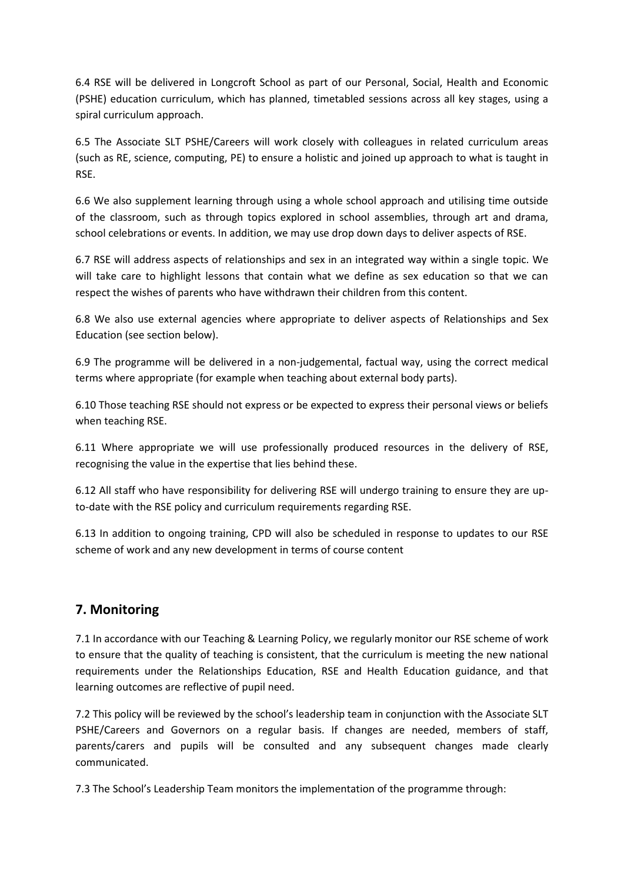6.4 RSE will be delivered in Longcroft School as part of our Personal, Social, Health and Economic (PSHE) education curriculum, which has planned, timetabled sessions across all key stages, using a spiral curriculum approach.

6.5 The Associate SLT PSHE/Careers will work closely with colleagues in related curriculum areas (such as RE, science, computing, PE) to ensure a holistic and joined up approach to what is taught in RSE.

6.6 We also supplement learning through using a whole school approach and utilising time outside of the classroom, such as through topics explored in school assemblies, through art and drama, school celebrations or events. In addition, we may use drop down days to deliver aspects of RSE.

6.7 RSE will address aspects of relationships and sex in an integrated way within a single topic. We will take care to highlight lessons that contain what we define as sex education so that we can respect the wishes of parents who have withdrawn their children from this content.

6.8 We also use external agencies where appropriate to deliver aspects of Relationships and Sex Education (see section below).

6.9 The programme will be delivered in a non-judgemental, factual way, using the correct medical terms where appropriate (for example when teaching about external body parts).

6.10 Those teaching RSE should not express or be expected to express their personal views or beliefs when teaching RSE.

6.11 Where appropriate we will use professionally produced resources in the delivery of RSE, recognising the value in the expertise that lies behind these.

6.12 All staff who have responsibility for delivering RSE will undergo training to ensure they are up-to-date with the RSE policy and curriculum requirements regarding RSE.

6.13 In addition to ongoing training, CPD will also be scheduled in response to updates to our RSE scheme of work and any new development in terms of course content

## 7. Monitoring

7.1 In accordance with our Teaching & Learning Policy, we regularly monitor our RSE scheme of work to ensure that the quality of teaching is consistent, that the curriculum is meeting the new national requirements under the Relationships Education, RSE and Health Education guidance, and that learning outcomes are reflective of pupil need.

7.2 This policy will be reviewed by the school's leadership team in conjunction with the Associate SLT PSHE/Careers and Governors on a regular basis. If changes are needed, members of staff, parents/carers and pupils will be consulted and any subsequent changes made clearly communicated.

7.3 The School's Leadership Team monitors the implementation of the programme through: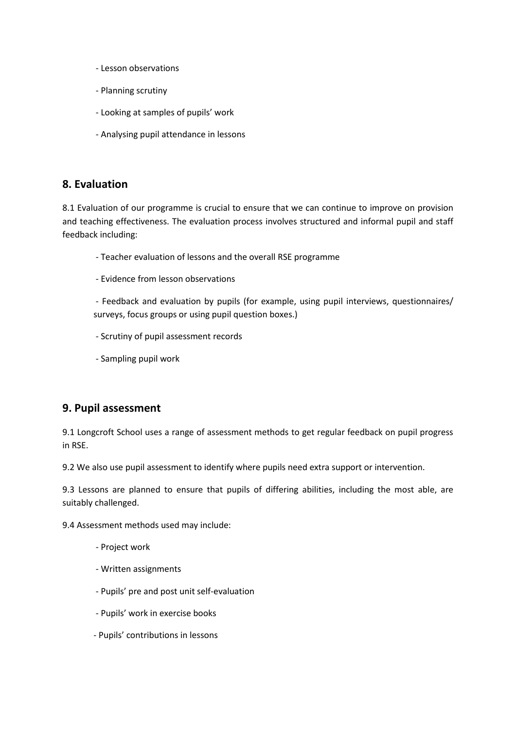- Lesson observations
- Planning scrutiny
- Looking at samples of pupils' work
- Analysing pupil attendance in lessons

## 8. Evaluation

8.1 Evaluation of our programme is crucial to ensure that we can continue to improve on provision and teaching effectiveness. The evaluation process involves structured and informal pupil and staff feedback including:

- Teacher evaluation of lessons and the overall RSE programme
- Evidence from lesson observations
- Feedback and evaluation by pupils (for example, using pupil interviews, questionnaires/ surveys, focus groups or using pupil question boxes.)
- Scrutiny of pupil assessment records
- Sampling pupil work

## 9. Pupil assessment

9.1 Longcroft School uses a range of assessment methods to get regular feedback on pupil progress in RSE.

9.2 We also use pupil assessment to identify where pupils need extra support or intervention.

9.3 Lessons are planned to ensure that pupils of differing abilities, including the most able, are suitably challenged.

9.4 Assessment methods used may include:

- Project work
- Written assignments
- Pupils' pre and post unit self-evaluation
- Pupils' work in exercise books
- Pupils' contributions in lessons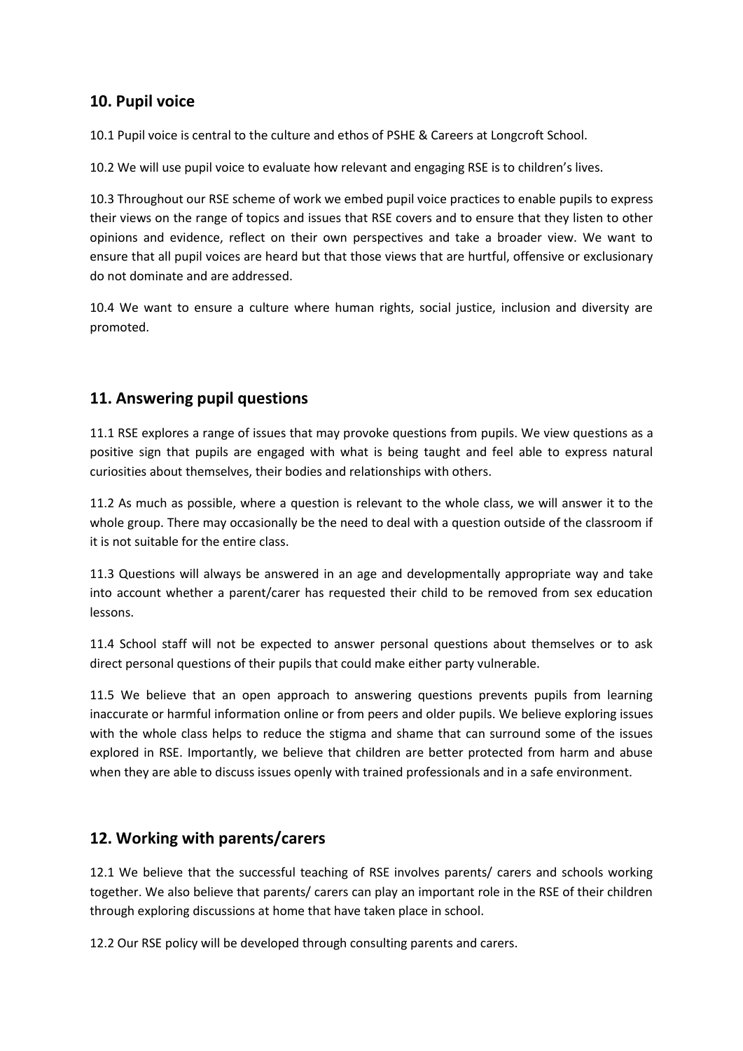## 10. Pupil voice

10.1 Pupil voice is central to the culture and ethos of PSHE & Careers at Longcroft School.

10.2 We will use pupil voice to evaluate how relevant and engaging RSE is to children's lives.

10.3 Throughout our RSE scheme of work we embed pupil voice practices to enable pupils to express their views on the range of topics and issues that RSE covers and to ensure that they listen to other opinions and evidence, reflect on their own perspectives and take a broader view. We want to ensure that all pupil voices are heard but that those views that are hurtful, offensive or exclusionary do not dominate and are addressed.

10.4 We want to ensure a culture where human rights, social justice, inclusion and diversity are promoted.

## 11. Answering pupil questions

11.1 RSE explores a range of issues that may provoke questions from pupils. We view questions as a positive sign that pupils are engaged with what is being taught and feel able to express natural curiosities about themselves, their bodies and relationships with others.

11.2 As much as possible, where a question is relevant to the whole class, we will answer it to the whole group. There may occasionally be the need to deal with a question outside of the classroom if it is not suitable for the entire class.

11.3 Questions will always be answered in an age and developmentally appropriate way and take into account whether a parent/carer has requested their child to be removed from sex education lessons.

11.4 School staff will not be expected to answer personal questions about themselves or to ask direct personal questions of their pupils that could make either party vulnerable.

11.5 We believe that an open approach to answering questions prevents pupils from learning inaccurate or harmful information online or from peers and older pupils. We believe exploring issues with the whole class helps to reduce the stigma and shame that can surround some of the issues explored in RSE. Importantly, we believe that children are better protected from harm and abuse when they are able to discuss issues openly with trained professionals and in a safe environment.

## 12. Working with parents/carers

12.1 We believe that the successful teaching of RSE involves parents/ carers and schools working together. We also believe that parents/ carers can play an important role in the RSE of their children through exploring discussions at home that have taken place in school.

12.2 Our RSE policy will be developed through consulting parents and carers.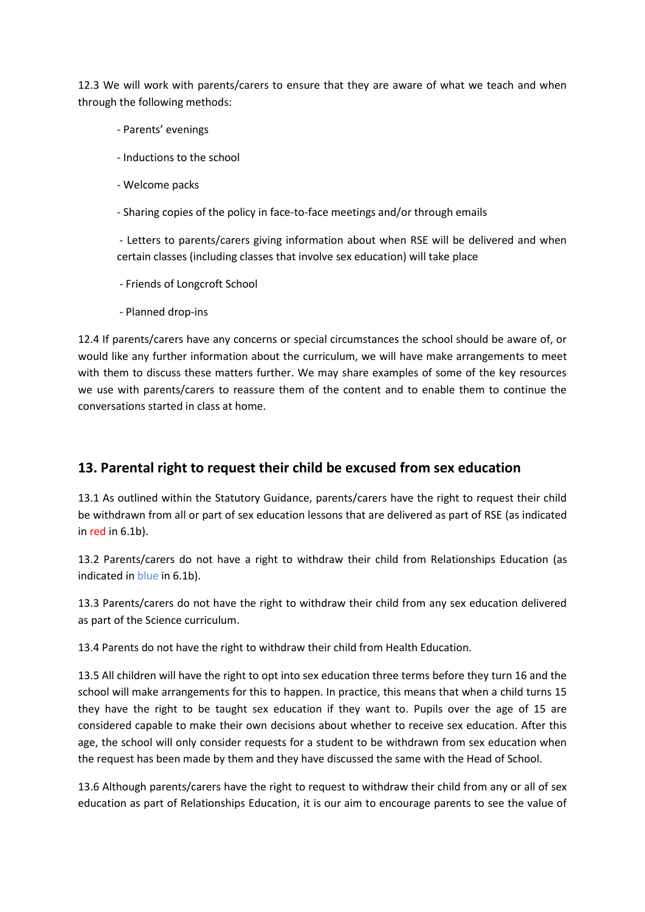12.3 We will work with parents/carers to ensure that they are aware of what we teach and when through the following methods:

- Parents' evenings
- Inductions to the school
- Welcome packs
- Sharing copies of the policy in face-to-face meetings and/or through emails
- Letters to parents/carers giving information about when RSE will be delivered and when certain classes (including classes that involve sex education) will take place
- Friends of Longcroft School
- Planned drop-ins

12.4 If parents/carers have any concerns or special circumstances the school should be aware of, or would like any further information about the curriculum, we will have make arrangements to meet with them to discuss these matters further. We may share examples of some of the key resources we use with parents/carers to reassure them of the content and to enable them to continue the conversations started in class at home.

## 13. Parental right to request their child be excused from sex education

13.1 As outlined within the Statutory Guidance, parents/carers have the right to request their child be withdrawn from all or part of sex education lessons that are delivered as part of RSE (as indicated in red in 6.1b).

13.2 Parents/carers do not have a right to withdraw their child from Relationships Education (as indicated in blue in 6.1b).

13.3 Parents/carers do not have the right to withdraw their child from any sex education delivered as part of the Science curriculum.

13.4 Parents do not have the right to withdraw their child from Health Education.

13.5 All children will have the right to opt into sex education three terms before they turn 16 and the school will make arrangements for this to happen. In practice, this means that when a child turns 15 they have the right to be taught sex education if they want to. Pupils over the age of 15 are considered capable to make their own decisions about whether to receive sex education. After this age, the school will only consider requests for a student to be withdrawn from sex education when the request has been made by them and they have discussed the same with the Head of School.

13.6 Although parents/carers have the right to request to withdraw their child from any or all of sex education as part of Relationships Education, it is our aim to encourage parents to see the value of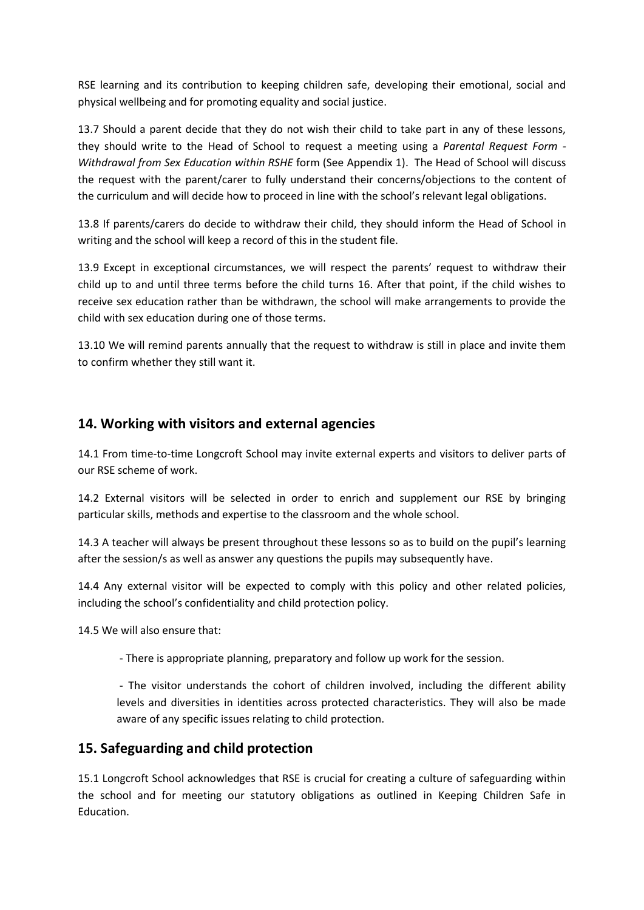RSE learning and its contribution to keeping children safe, developing their emotional, social and physical wellbeing and for promoting equality and social justice.

13.7 Should a parent decide that they do not wish their child to take part in any of these lessons, they should write to the Head of School to request a meeting using a *Parental Request Form - Withdrawal from Sex Education within RSHE* form (See Appendix 1). The Head of School will discuss the request with the parent/carer to fully understand their concerns/objections to the content of the curriculum and will decide how to proceed in line with the school's relevant legal obligations.

13.8 If parents/carers do decide to withdraw their child, they should inform the Head of School in writing and the school will keep a record of this in the student file.

13.9 Except in exceptional circumstances, we will respect the parents' request to withdraw their child up to and until three terms before the child turns 16. After that point, if the child wishes to receive sex education rather than be withdrawn, the school will make arrangements to provide the child with sex education during one of those terms.

13.10 We will remind parents annually that the request to withdraw is still in place and invite them to confirm whether they still want it.

## 14. Working with visitors and external agencies

14.1 From time-to-time Longcroft School may invite external experts and visitors to deliver parts of our RSE scheme of work.

14.2 External visitors will be selected in order to enrich and supplement our RSE by bringing particular skills, methods and expertise to the classroom and the whole school.

14.3 A teacher will always be present throughout these lessons so as to build on the pupil's learning after the session/s as well as answer any questions the pupils may subsequently have.

14.4 Any external visitor will be expected to comply with this policy and other related policies, including the school's confidentiality and child protection policy.

14.5 We will also ensure that:

- There is appropriate planning, preparatory and follow up work for the session.
- The visitor understands the cohort of children involved, including the different ability levels and diversities in identities across protected characteristics. They will also be made aware of any specific issues relating to child protection.

## 15. Safeguarding and child protection

15.1 Longcroft School acknowledges that RSE is crucial for creating a culture of safeguarding within the school and for meeting our statutory obligations as outlined in Keeping Children Safe in Education.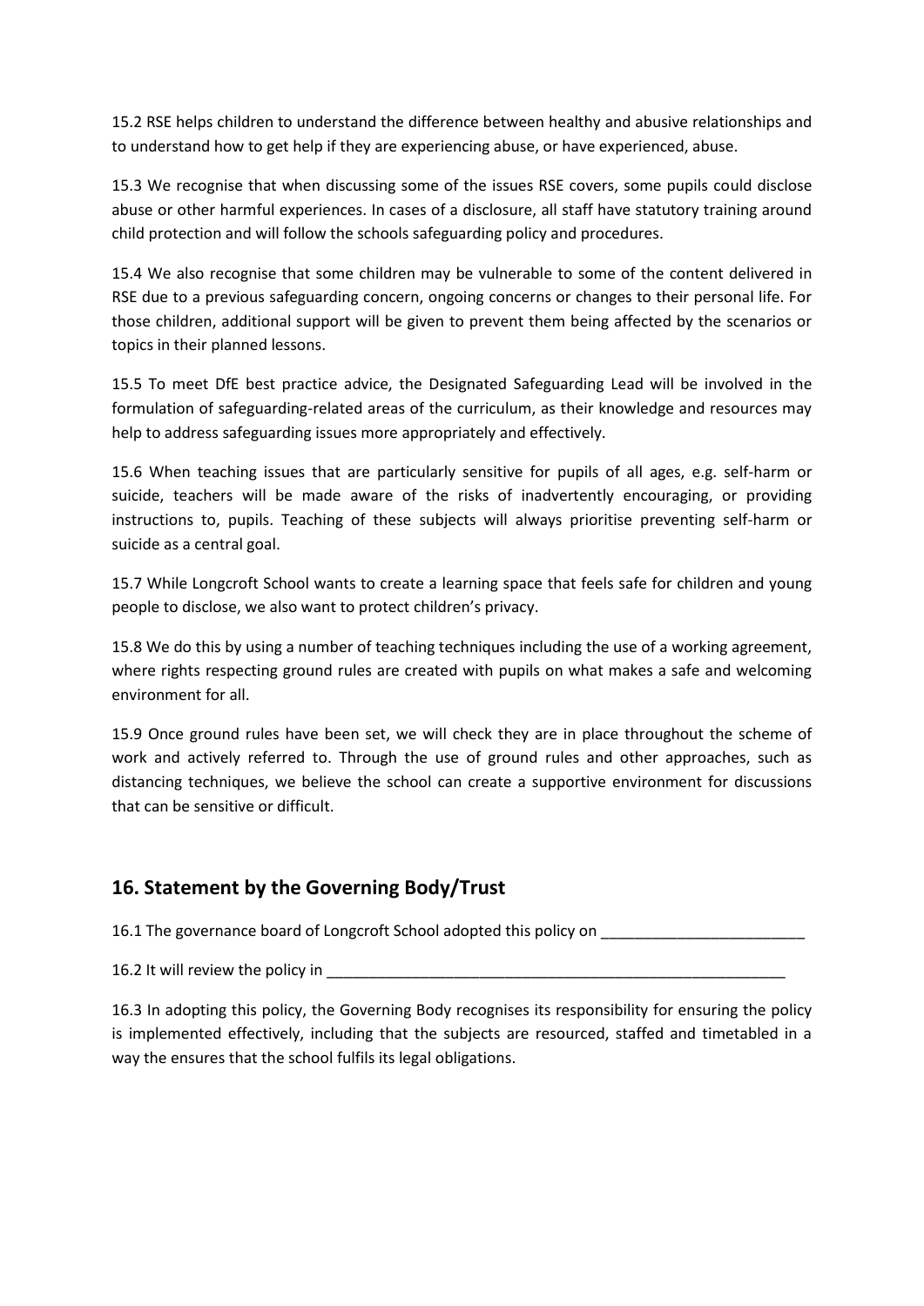15.2 RSE helps children to understand the difference between healthy and abusive relationships and to understand how to get help if they are experiencing abuse, or have experienced, abuse.

15.3 We recognise that when discussing some of the issues RSE covers, some pupils could disclose abuse or other harmful experiences. In cases of a disclosure, all staff have statutory training around child protection and will follow the schools safeguarding policy and procedures.

15.4 We also recognise that some children may be vulnerable to some of the content delivered in RSE due to a previous safeguarding concern, ongoing concerns or changes to their personal life. For those children, additional support will be given to prevent them being affected by the scenarios or topics in their planned lessons.

15.5 To meet DfE best practice advice, the Designated Safeguarding Lead will be involved in the formulation of safeguarding-related areas of the curriculum, as their knowledge and resources may help to address safeguarding issues more appropriately and effectively.

15.6 When teaching issues that are particularly sensitive for pupils of all ages, e.g. self-harm or suicide, teachers will be made aware of the risks of inadvertently encouraging, or providing instructions to, pupils. Teaching of these subjects will always prioritise preventing self-harm or suicide as a central goal.

15.7 While Longcroft School wants to create a learning space that feels safe for children and young people to disclose, we also want to protect children's privacy.

15.8 We do this by using a number of teaching techniques including the use of a working agreement, where rights respecting ground rules are created with pupils on what makes a safe and welcoming environment for all.

15.9 Once ground rules have been set, we will check they are in place throughout the scheme of work and actively referred to. Through the use of ground rules and other approaches, such as distancing techniques, we believe the school can create a supportive environment for discussions that can be sensitive or difficult.

## 16. Statement by the Governing Body/Trust

16.1 The governance board of Longcroft School adopted this policy on ________________________

16.2 It will review the policy in _________________________________________________________

16.3 In adopting this policy, the Governing Body recognises its responsibility for ensuring the policy is implemented effectively, including that the subjects are resourced, staffed and timetabled in a way the ensures that the school fulfils its legal obligations.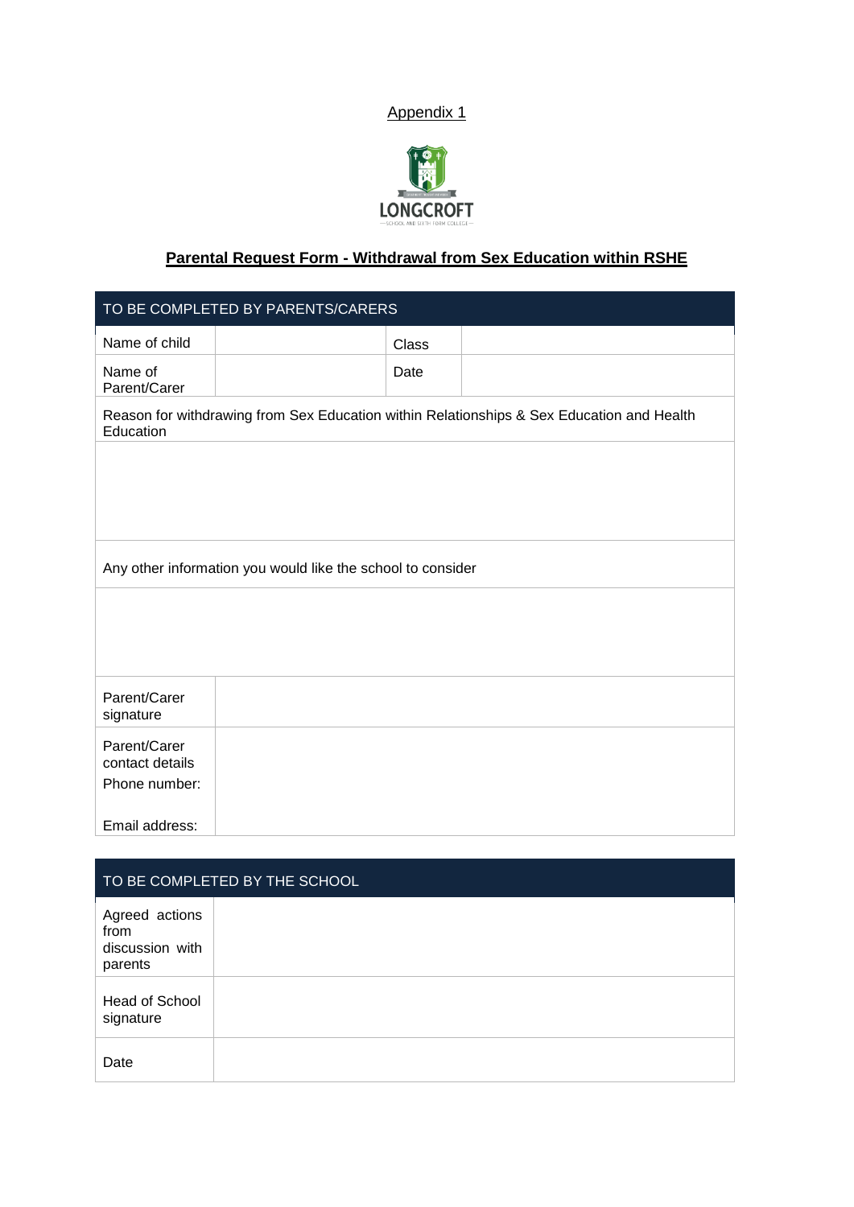Appendix 1

LONGCROFT

SCHOOL AND SIXTH FORM COLLEGE

## Parental Request Form - Withdrawal from Sex Education within RSHE

| TO BE COMPLETED BY PARENTS/CARERS | | | |
|---|---|---|---|
| Name of child | | Class | |
| Name of Parent/Carer | | Date | |
| Reason for withdrawing from Sex Education within Relationships & Sex Education and Health Education | | | |
| | | | |
| Any other information you would like the school to consider | | | |
| | | | |
| Parent/Carer signature | | | |
| Parent/Carer contact details<br>Phone number:<br><br>Email address: | | | |

| TO BE COMPLETED BY THE SCHOOL | |
|---|---|
| Agreed actions from discussion with parents | |
| Head of School signature | |
| Date | |